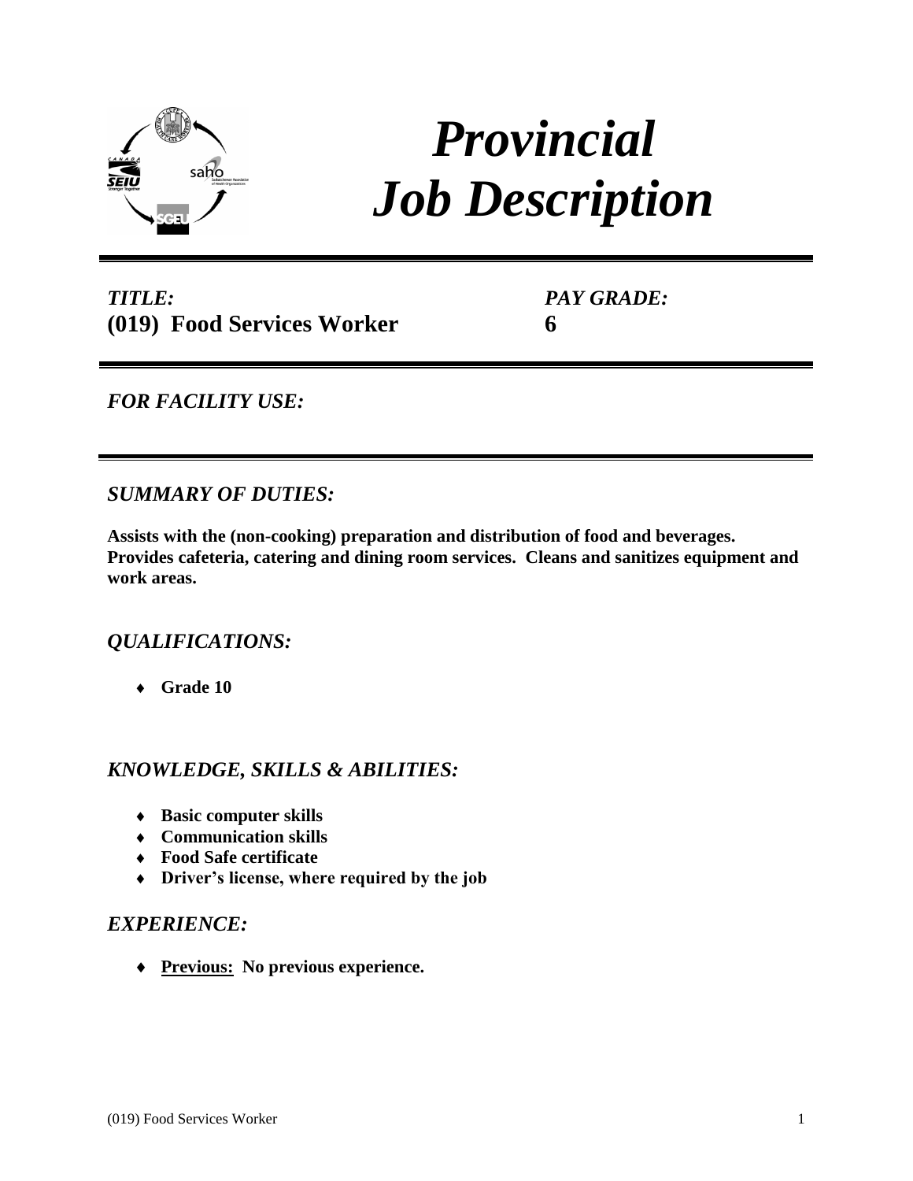# *Provincial Job Description*

| *TITLE:* | *PAY GRADE:* |
| --- | --- |
| **(019) Food Services Worker** | **6** |

## *FOR FACILITY USE:*

## *SUMMARY OF DUTIES:*

**Assists with the (non-cooking) preparation and distribution of food and beverages. Provides cafeteria, catering and dining room services. Cleans and sanitizes equipment and work areas.**

## *QUALIFICATIONS:*

- **Grade 10**

## *KNOWLEDGE, SKILLS & ABILITIES:*

- **Basic computer skills**
- **Communication skills**
- **Food Safe certificate**
- **Driver's license, where required by the job**

## *EXPERIENCE:*

- **Previous: No previous experience.**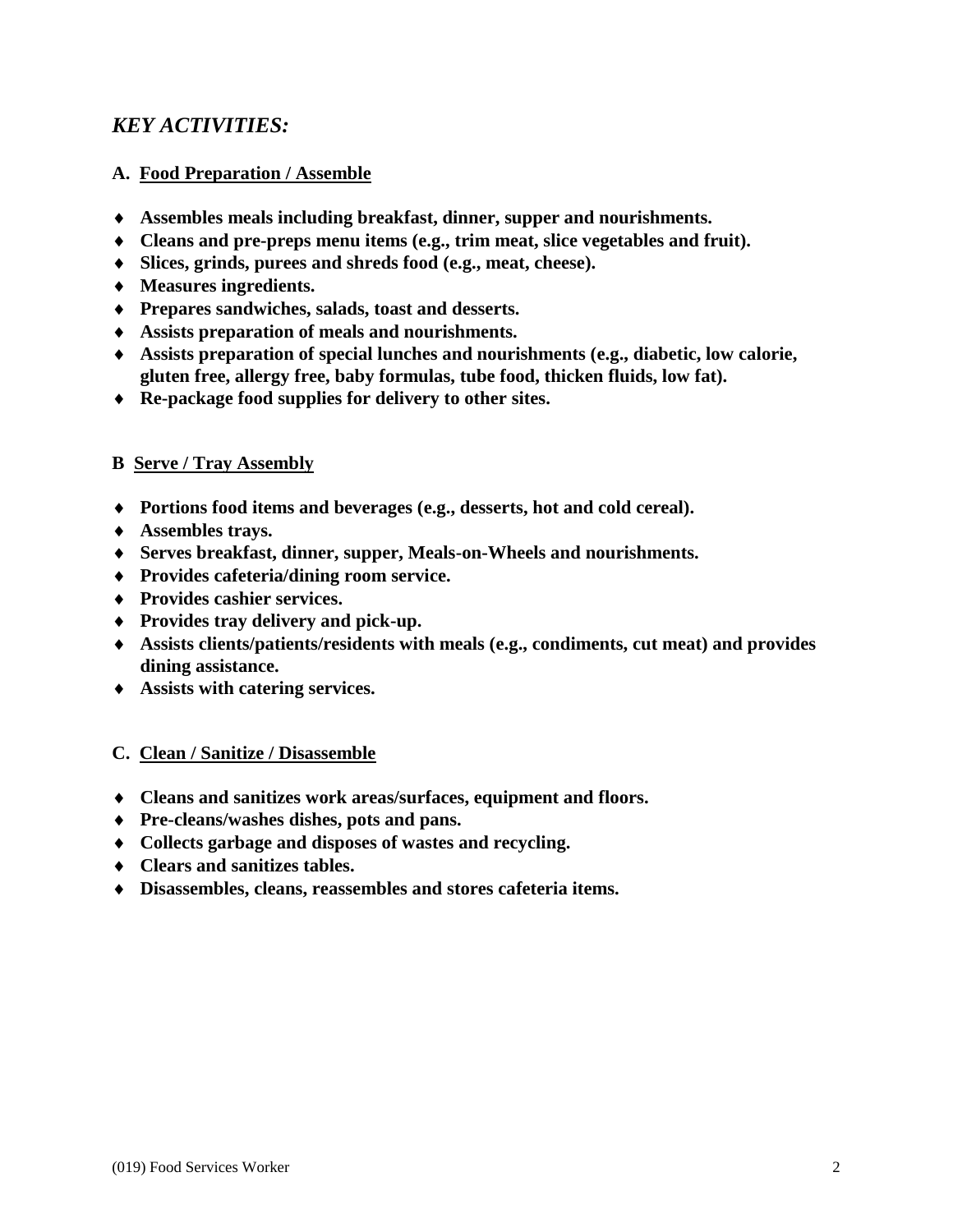## *KEY ACTIVITIES:*

### A. Food Preparation / Assemble

- **Assembles meals including breakfast, dinner, supper and nourishments.**
- **Cleans and pre-preps menu items (e.g., trim meat, slice vegetables and fruit).**
- **Slices, grinds, purees and shreds food (e.g., meat, cheese).**
- **Measures ingredients.**
- **Prepares sandwiches, salads, toast and desserts.**
- **Assists preparation of meals and nourishments.**
- **Assists preparation of special lunches and nourishments (e.g., diabetic, low calorie, gluten free, allergy free, baby formulas, tube food, thicken fluids, low fat).**
- **Re-package food supplies for delivery to other sites.**

### B Serve / Tray Assembly

- **Portions food items and beverages (e.g., desserts, hot and cold cereal).**
- **Assembles trays.**
- **Serves breakfast, dinner, supper, Meals-on-Wheels and nourishments.**
- **Provides cafeteria/dining room service.**
- **Provides cashier services.**
- **Provides tray delivery and pick-up.**
- **Assists clients/patients/residents with meals (e.g., condiments, cut meat) and provides dining assistance.**
- **Assists with catering services.**

### C. Clean / Sanitize / Disassemble

- **Cleans and sanitizes work areas/surfaces, equipment and floors.**
- **Pre-cleans/washes dishes, pots and pans.**
- **Collects garbage and disposes of wastes and recycling.**
- **Clears and sanitizes tables.**
- **Disassembles, cleans, reassembles and stores cafeteria items.**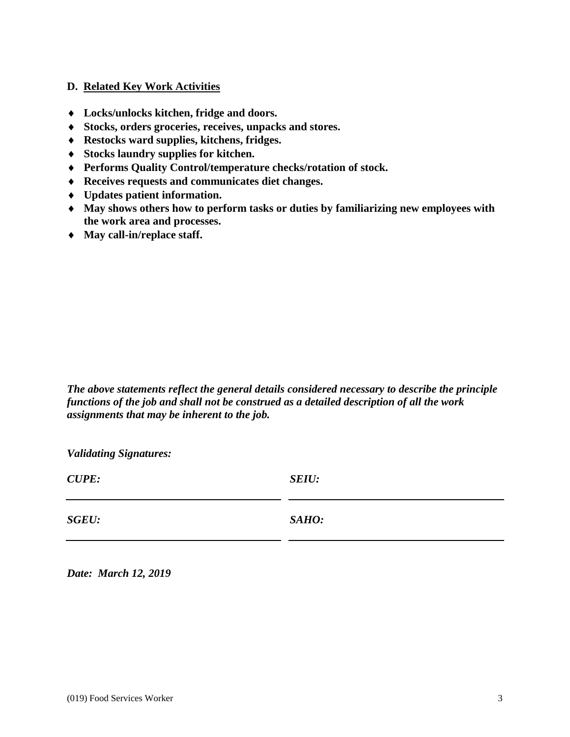### D. Related Key Work Activities

- **Locks/unlocks kitchen, fridge and doors.**
- **Stocks, orders groceries, receives, unpacks and stores.**
- **Restocks ward supplies, kitchens, fridges.**
- **Stocks laundry supplies for kitchen.**
- **Performs Quality Control/temperature checks/rotation of stock.**
- **Receives requests and communicates diet changes.**
- **Updates patient information.**
- **May shows others how to perform tasks or duties by familiarizing new employees with the work area and processes.**
- **May call-in/replace staff.**

***The above statements reflect the general details considered necessary to describe the principle functions of the job and shall not be construed as a detailed description of all the work assignments that may be inherent to the job.***

***Validating Signatures:***

| | |
|---|---|
| ***CUPE:*** | ***SEIU:*** |
| ***SGEU:*** | ***SAHO:*** |

***Date: March 12, 2019***